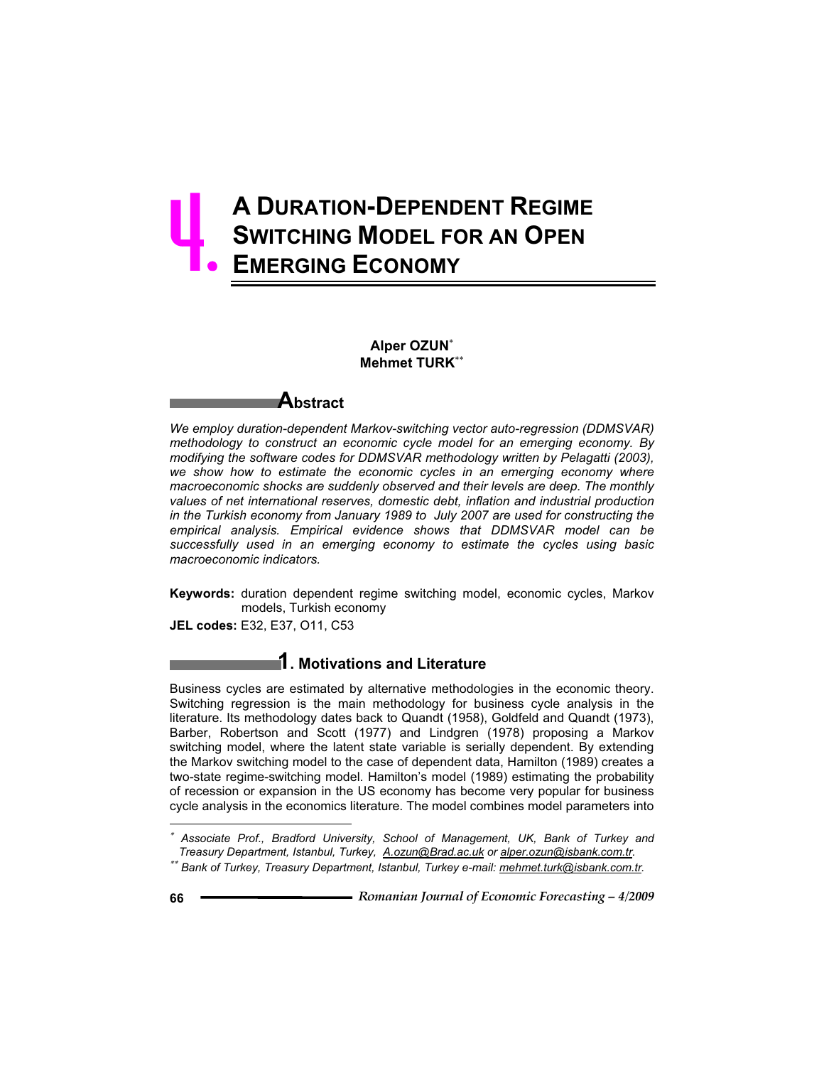# 4. A Duration-Dependent Regime Switching Model for an Open Emerging Economy

**Alper OZUN**[*]
**Mehmet TURK**[**]

## Abstract

*We employ duration-dependent Markov-switching vector auto-regression (DDMSVAR) methodology to construct an economic cycle model for an emerging economy. By modifying the software codes for DDMSVAR methodology written by Pelagatti (2003), we show how to estimate the economic cycles in an emerging economy where macroeconomic shocks are suddenly observed and their levels are deep. The monthly values of net international reserves, domestic debt, inflation and industrial production in the Turkish economy from January 1989 to July 2007 are used for constructing the empirical analysis. Empirical evidence shows that DDMSVAR model can be successfully used in an emerging economy to estimate the cycles using basic macroeconomic indicators.*

**Keywords:** duration dependent regime switching model, economic cycles, Markov models, Turkish economy

**JEL codes:** E32, E37, O11, C53

## 1. Motivations and Literature

Business cycles are estimated by alternative methodologies in the economic theory. Switching regression is the main methodology for business cycle analysis in the literature. Its methodology dates back to Quandt (1958), Goldfeld and Quandt (1973), Barber, Robertson and Scott (1977) and Lindgren (1978) proposing a Markov switching model, where the latent state variable is serially dependent. By extending the Markov switching model to the case of dependent data, Hamilton (1989) creates a two-state regime-switching model. Hamilton's model (1989) estimating the probability of recession or expansion in the US economy has become very popular for business cycle analysis in the economics literature. The model combines model parameters into

---

[*] *Associate Prof., Bradford University, School of Management, UK, Bank of Turkey and Treasury Department, Istanbul, Turkey, A.ozun@Brad.ac.uk or alper.ozun@isbank.com.tr.*

[**] *Bank of Turkey, Treasury Department, Istanbul, Turkey e-mail: mehmet.turk@isbank.com.tr.*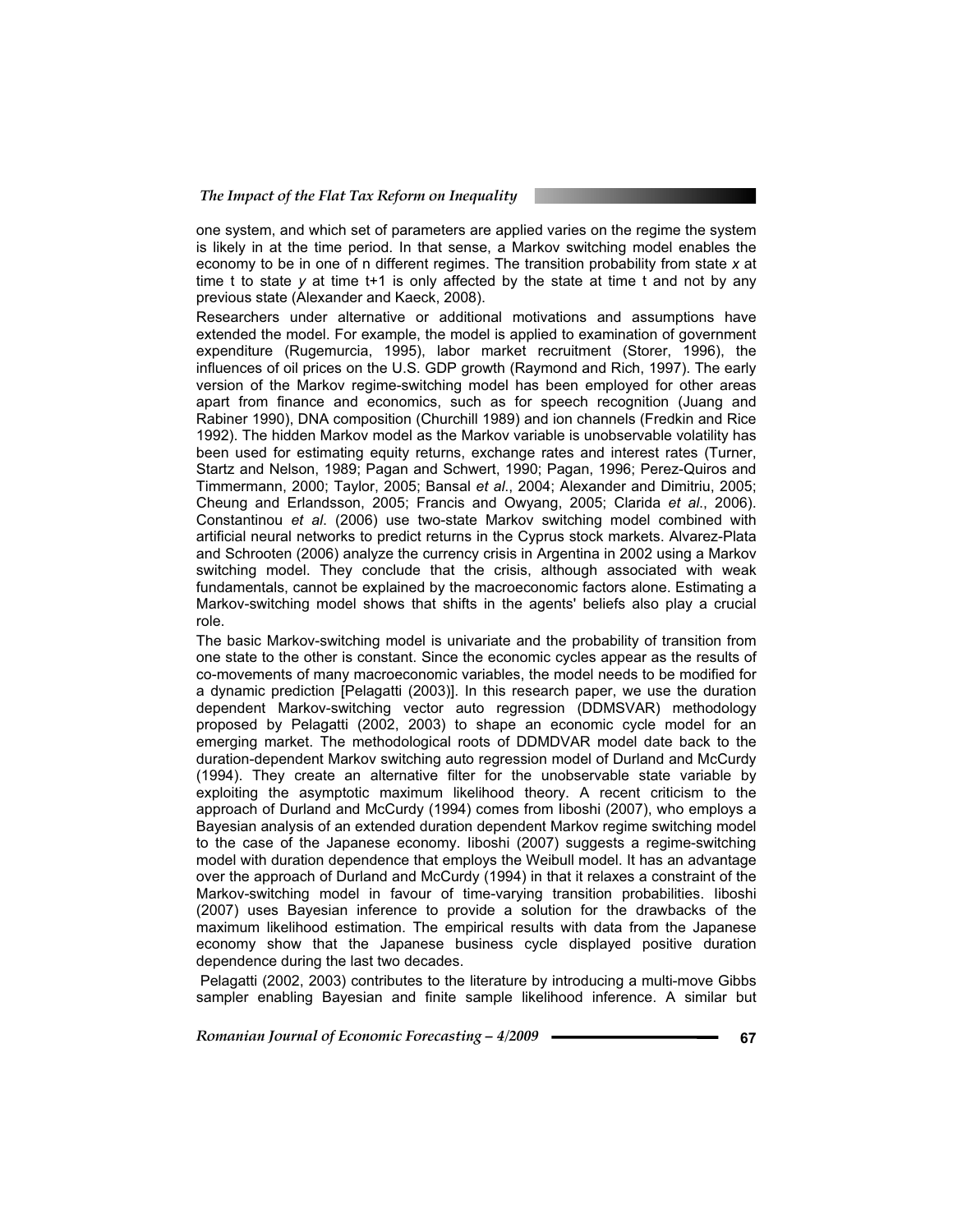one system, and which set of parameters are applied varies on the regime the system is likely in at the time period. In that sense, a Markov switching model enables the economy to be in one of n different regimes. The transition probability from state *x* at time t to state *y* at time t+1 is only affected by the state at time t and not by any previous state (Alexander and Kaeck, 2008).

Researchers under alternative or additional motivations and assumptions have extended the model. For example, the model is applied to examination of government expenditure (Rugemurcia, 1995), labor market recruitment (Storer, 1996), the influences of oil prices on the U.S. GDP growth (Raymond and Rich, 1997). The early version of the Markov regime-switching model has been employed for other areas apart from finance and economics, such as for speech recognition (Juang and Rabiner 1990), DNA composition (Churchill 1989) and ion channels (Fredkin and Rice 1992). The hidden Markov model as the Markov variable is unobservable volatility has been used for estimating equity returns, exchange rates and interest rates (Turner, Startz and Nelson, 1989; Pagan and Schwert, 1990; Pagan, 1996; Perez-Quiros and Timmermann, 2000; Taylor, 2005; Bansal *et al.*, 2004; Alexander and Dimitriu, 2005; Cheung and Erlandsson, 2005; Francis and Owyang, 2005; Clarida *et al.*, 2006). Constantinou *et al*. (2006) use two-state Markov switching model combined with artificial neural networks to predict returns in the Cyprus stock markets. Alvarez-Plata and Schrooten (2006) analyze the currency crisis in Argentina in 2002 using a Markov switching model. They conclude that the crisis, although associated with weak fundamentals, cannot be explained by the macroeconomic factors alone. Estimating a Markov-switching model shows that shifts in the agents' beliefs also play a crucial role.

The basic Markov-switching model is univariate and the probability of transition from one state to the other is constant. Since the economic cycles appear as the results of co-movements of many macroeconomic variables, the model needs to be modified for a dynamic prediction [Pelagatti (2003)]. In this research paper, we use the duration dependent Markov-switching vector auto regression (DDMSVAR) methodology proposed by Pelagatti (2002, 2003) to shape an economic cycle model for an emerging market. The methodological roots of DDMDVAR model date back to the duration-dependent Markov switching auto regression model of Durland and McCurdy (1994). They create an alternative filter for the unobservable state variable by exploiting the asymptotic maximum likelihood theory. A recent criticism to the approach of Durland and McCurdy (1994) comes from Iiboshi (2007), who employs a Bayesian analysis of an extended duration dependent Markov regime switching model to the case of the Japanese economy. Iiboshi (2007) suggests a regime-switching model with duration dependence that employs the Weibull model. It has an advantage over the approach of Durland and McCurdy (1994) in that it relaxes a constraint of the Markov-switching model in favour of time-varying transition probabilities. Iiboshi (2007) uses Bayesian inference to provide a solution for the drawbacks of the maximum likelihood estimation. The empirical results with data from the Japanese economy show that the Japanese business cycle displayed positive duration dependence during the last two decades.

Pelagatti (2002, 2003) contributes to the literature by introducing a multi-move Gibbs sampler enabling Bayesian and finite sample likelihood inference. A similar but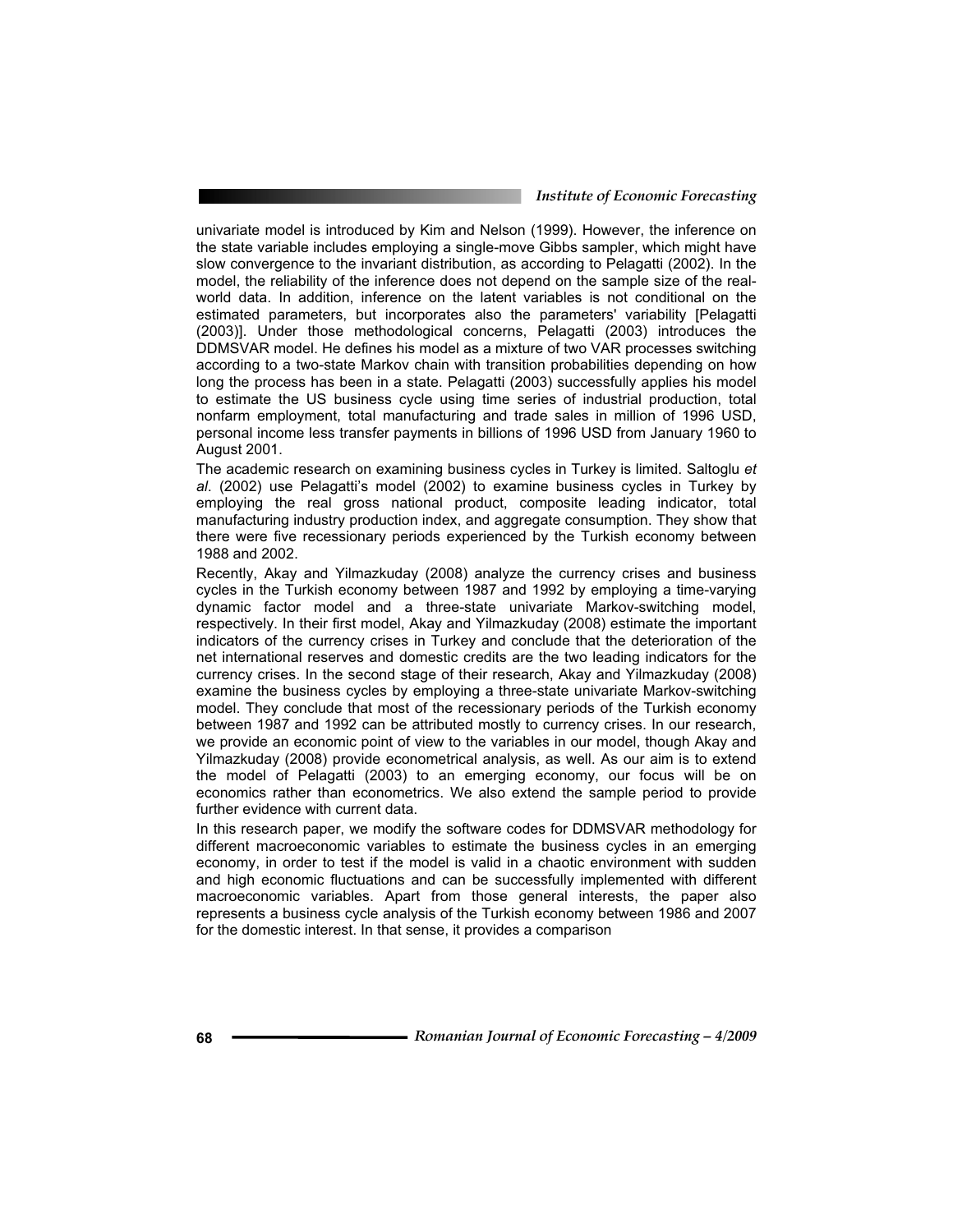univariate model is introduced by Kim and Nelson (1999). However, the inference on the state variable includes employing a single-move Gibbs sampler, which might have slow convergence to the invariant distribution, as according to Pelagatti (2002). In the model, the reliability of the inference does not depend on the sample size of the real-world data. In addition, inference on the latent variables is not conditional on the estimated parameters, but incorporates also the parameters' variability [Pelagatti (2003)]. Under those methodological concerns, Pelagatti (2003) introduces the DDMSVAR model. He defines his model as a mixture of two VAR processes switching according to a two-state Markov chain with transition probabilities depending on how long the process has been in a state. Pelagatti (2003) successfully applies his model to estimate the US business cycle using time series of industrial production, total nonfarm employment, total manufacturing and trade sales in million of 1996 USD, personal income less transfer payments in billions of 1996 USD from January 1960 to August 2001.

The academic research on examining business cycles in Turkey is limited. Saltoglu *et al*. (2002) use Pelagatti's model (2002) to examine business cycles in Turkey by employing the real gross national product, composite leading indicator, total manufacturing industry production index, and aggregate consumption. They show that there were five recessionary periods experienced by the Turkish economy between 1988 and 2002.

Recently, Akay and Yilmazkuday (2008) analyze the currency crises and business cycles in the Turkish economy between 1987 and 1992 by employing a time-varying dynamic factor model and a three-state univariate Markov-switching model, respectively. In their first model, Akay and Yilmazkuday (2008) estimate the important indicators of the currency crises in Turkey and conclude that the deterioration of the net international reserves and domestic credits are the two leading indicators for the currency crises. In the second stage of their research, Akay and Yilmazkuday (2008) examine the business cycles by employing a three-state univariate Markov-switching model. They conclude that most of the recessionary periods of the Turkish economy between 1987 and 1992 can be attributed mostly to currency crises. In our research, we provide an economic point of view to the variables in our model, though Akay and Yilmazkuday (2008) provide econometrical analysis, as well. As our aim is to extend the model of Pelagatti (2003) to an emerging economy, our focus will be on economics rather than econometrics. We also extend the sample period to provide further evidence with current data.

In this research paper, we modify the software codes for DDMSVAR methodology for different macroeconomic variables to estimate the business cycles in an emerging economy, in order to test if the model is valid in a chaotic environment with sudden and high economic fluctuations and can be successfully implemented with different macroeconomic variables. Apart from those general interests, the paper also represents a business cycle analysis of the Turkish economy between 1986 and 2007 for the domestic interest. In that sense, it provides a comparison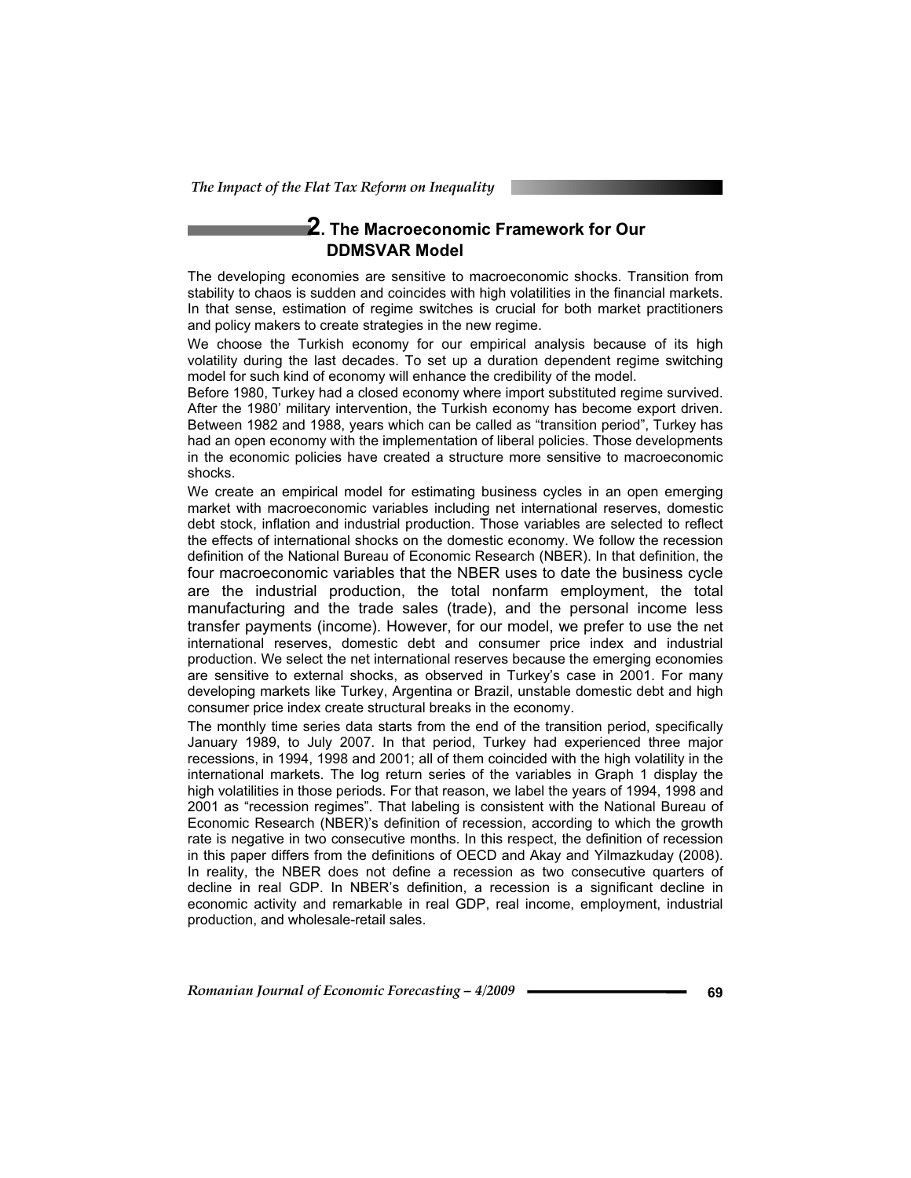## 2. The Macroeconomic Framework for Our DDMSVAR Model

The developing economies are sensitive to macroeconomic shocks. Transition from stability to chaos is sudden and coincides with high volatilities in the financial markets. In that sense, estimation of regime switches is crucial for both market practitioners and policy makers to create strategies in the new regime.

We choose the Turkish economy for our empirical analysis because of its high volatility during the last decades. To set up a duration dependent regime switching model for such kind of economy will enhance the credibility of the model.

Before 1980, Turkey had a closed economy where import substituted regime survived. After the 1980' military intervention, the Turkish economy has become export driven. Between 1982 and 1988, years which can be called as "transition period", Turkey has had an open economy with the implementation of liberal policies. Those developments in the economic policies have created a structure more sensitive to macroeconomic shocks.

We create an empirical model for estimating business cycles in an open emerging market with macroeconomic variables including net international reserves, domestic debt stock, inflation and industrial production. Those variables are selected to reflect the effects of international shocks on the domestic economy. We follow the recession definition of the National Bureau of Economic Research (NBER). In that definition, the four macroeconomic variables that the NBER uses to date the business cycle are the industrial production, the total nonfarm employment, the total manufacturing and the trade sales (trade), and the personal income less transfer payments (income). However, for our model, we prefer to use the net international reserves, domestic debt and consumer price index and industrial production. We select the net international reserves because the emerging economies are sensitive to external shocks, as observed in Turkey's case in 2001. For many developing markets like Turkey, Argentina or Brazil, unstable domestic debt and high consumer price index create structural breaks in the economy.

The monthly time series data starts from the end of the transition period, specifically January 1989, to July 2007. In that period, Turkey had experienced three major recessions, in 1994, 1998 and 2001; all of them coincided with the high volatility in the international markets. The log return series of the variables in Graph 1 display the high volatilities in those periods. For that reason, we label the years of 1994, 1998 and 2001 as "recession regimes". That labeling is consistent with the National Bureau of Economic Research (NBER)'s definition of recession, according to which the growth rate is negative in two consecutive months. In this respect, the definition of recession in this paper differs from the definitions of OECD and Akay and Yilmazkuday (2008). In reality, the NBER does not define a recession as two consecutive quarters of decline in real GDP. In NBER's definition, a recession is a significant decline in economic activity and remarkable in real GDP, real income, employment, industrial production, and wholesale-retail sales.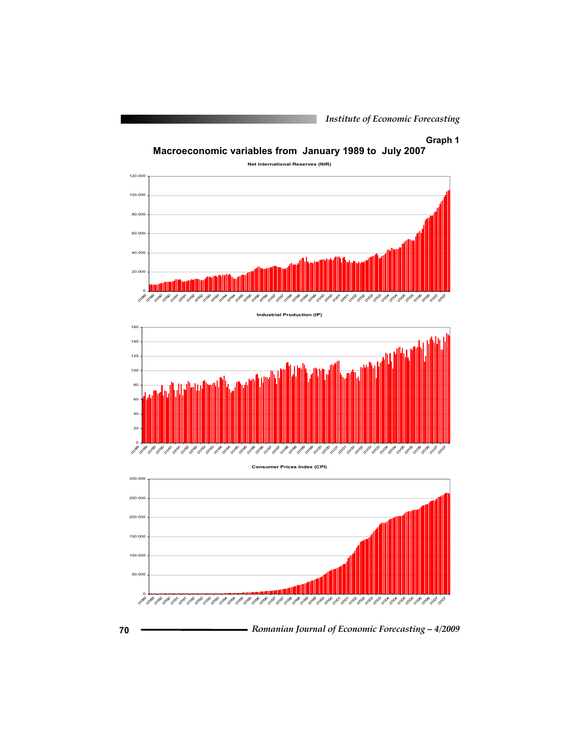**Graph 1**

## Macroeconomic variables from January 1989 to July 2007

Net International Reserves (NIR)

Industrial Production (IP)

Consumer Prices Index (CPI)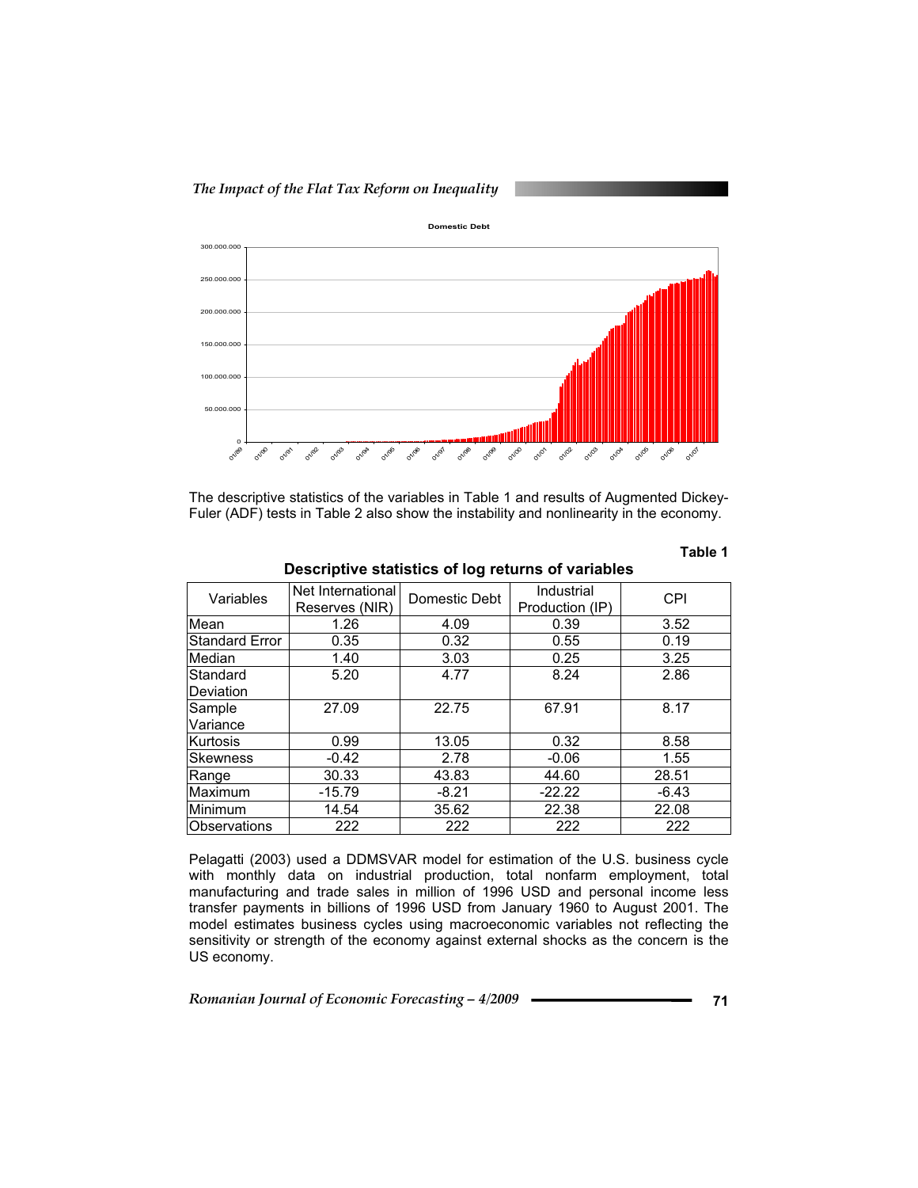The descriptive statistics of the variables in Table 1 and results of Augmented Dickey-Fuler (ADF) tests in Table 2 also show the instability and nonlinearity in the economy.

**Table 1**

**Descriptive statistics of log returns of variables**

| Variables | Net International Reserves (NIR) | Domestic Debt | Industrial Production (IP) | CPI |
|---|---|---|---|---|
| Mean | 1.26 | 4.09 | 0.39 | 3.52 |
| Standard Error | 0.35 | 0.32 | 0.55 | 0.19 |
| Median | 1.40 | 3.03 | 0.25 | 3.25 |
| Standard Deviation | 5.20 | 4.77 | 8.24 | 2.86 |
| Sample Variance | 27.09 | 22.75 | 67.91 | 8.17 |
| Kurtosis | 0.99 | 13.05 | 0.32 | 8.58 |
| Skewness | -0.42 | 2.78 | -0.06 | 1.55 |
| Range | 30.33 | 43.83 | 44.60 | 28.51 |
| Maximum | -15.79 | -8.21 | -22.22 | -6.43 |
| Minimum | 14.54 | 35.62 | 22.38 | 22.08 |
| Observations | 222 | 222 | 222 | 222 |

Pelagatti (2003) used a DDMSVAR model for estimation of the U.S. business cycle with monthly data on industrial production, total nonfarm employment, total manufacturing and trade sales in million of 1996 USD and personal income less transfer payments in billions of 1996 USD from January 1960 to August 2001. The model estimates business cycles using macroeconomic variables not reflecting the sensitivity or strength of the economy against external shocks as the concern is the US economy.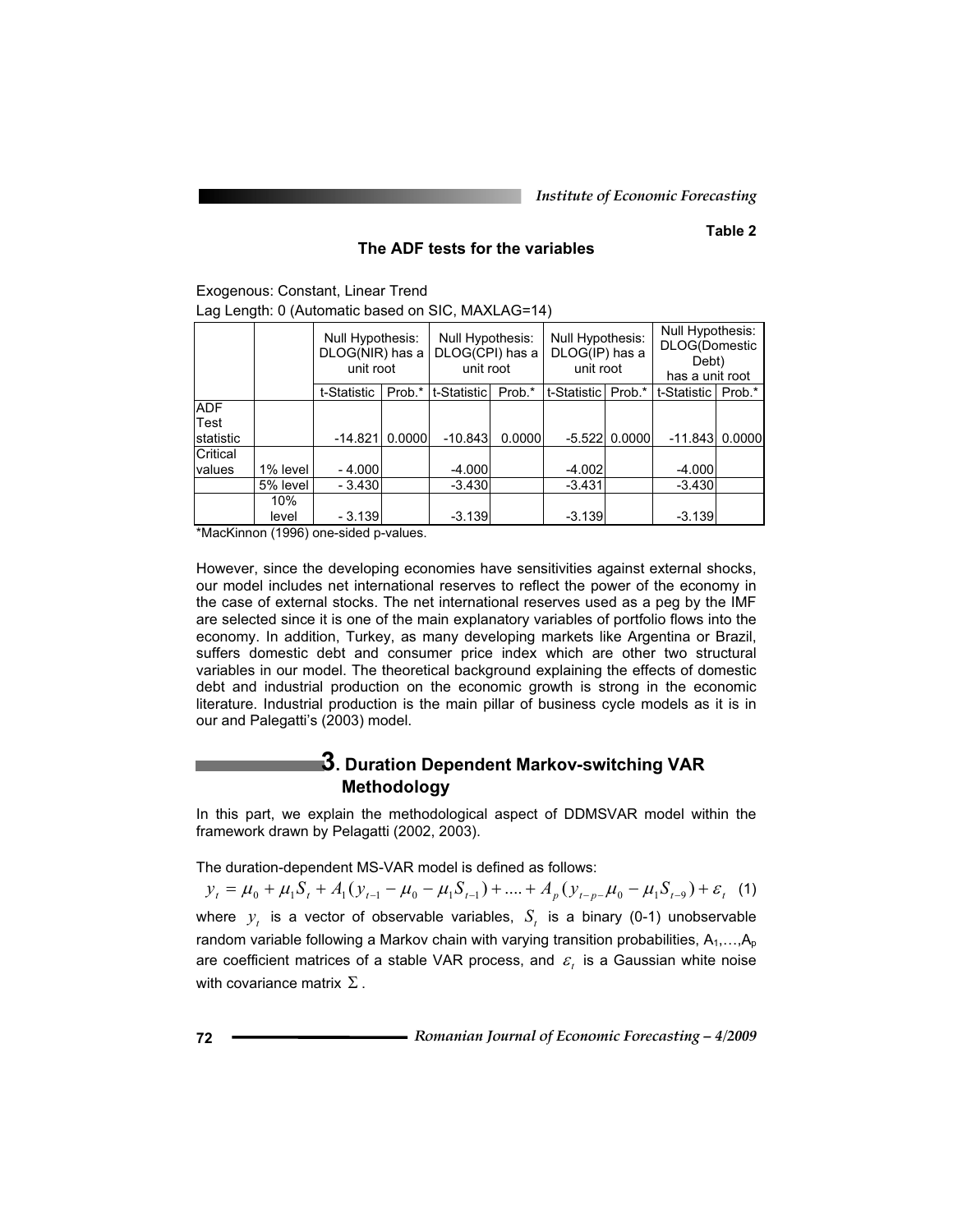**Table 2**

**The ADF tests for the variables**

Exogenous: Constant, Linear Trend
Lag Length: 0 (Automatic based on SIC, MAXLAG=14)

| | | Null Hypothesis: DLOG(NIR) has a unit root | | Null Hypothesis: DLOG(CPI) has a unit root | | Null Hypothesis: DLOG(IP) has a unit root | | Null Hypothesis: DLOG(Domestic Debt) has a unit root | |
|---|---|---|---|---|---|---|---|---|---|
| | | t-Statistic | Prob.* | t-Statistic | Prob.* | t-Statistic | Prob.* | t-Statistic | Prob.* |
| ADF Test statistic | | -14.821 | 0.0000 | -10.843 | 0.0000 | -5.522 | 0.0000 | -11.843 | 0.0000 |
| Critical values | 1% level | - 4.000 | | -4.000 | | -4.002 | | -4.000 | |
| | 5% level | - 3.430 | | -3.430 | | -3.431 | | -3.430 | |
| | 10% level | - 3.139 | | -3.139 | | -3.139 | | -3.139 | |

*MacKinnon (1996) one-sided p-values.

However, since the developing economies have sensitivities against external shocks, our model includes net international reserves to reflect the power of the economy in the case of external stocks. The net international reserves used as a peg by the IMF are selected since it is one of the main explanatory variables of portfolio flows into the economy. In addition, Turkey, as many developing markets like Argentina or Brazil, suffers domestic debt and consumer price index which are other two structural variables in our model. The theoretical background explaining the effects of domestic debt and industrial production on the economic growth is strong in the economic literature. Industrial production is the main pillar of business cycle models as it is in our and Palegatti's (2003) model.

## 3. Duration Dependent Markov-switching VAR Methodology

In this part, we explain the methodological aspect of DDMSVAR model within the framework drawn by Pelagatti (2002, 2003).

The duration-dependent MS-VAR model is defined as follows:

$$y_t = \mu_0 + \mu_1 S_t + A_1(y_{t-1} - \mu_0 - \mu_1 S_{t-1}) + .... + A_p(y_{t-p-}\mu_0 - \mu_1 S_{t-9}) + \varepsilon_t \quad (1)$$

where $y_t$ is a vector of observable variables, $S_t$ is a binary (0-1) unobservable random variable following a Markov chain with varying transition probabilities, $A_1,\ldots,A_p$ are coefficient matrices of a stable VAR process, and $\varepsilon_t$ is a Gaussian white noise with covariance matrix $\Sigma$.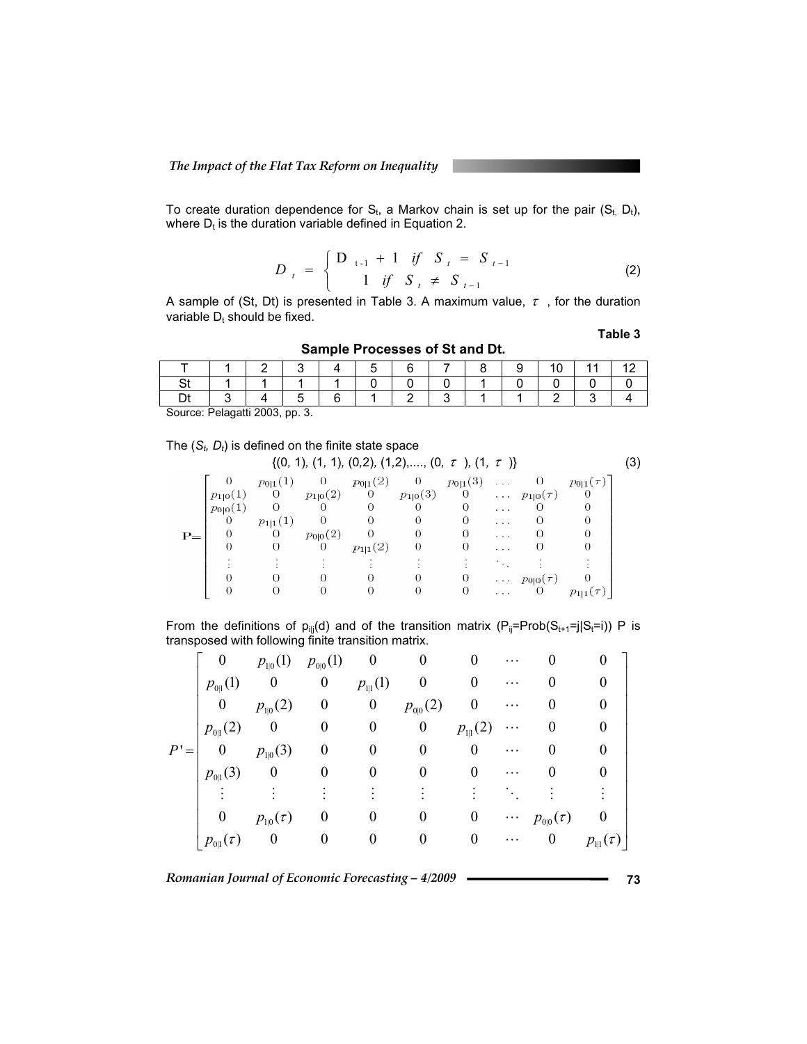To create duration dependence for $S_t$, a Markov chain is set up for the pair ($S_t$, $D_t$), where $D_t$ is the duration variable defined in Equation 2.

$$D_t = \begin{cases} D_{t-1} + 1 & if \quad S_t = S_{t-1} \\ 1 & if \quad S_t \neq S_{t-1} \end{cases} \tag{2}$$

A sample of (St, Dt) is presented in Table 3. A maximum value, $\tau$, for the duration variable $D_t$ should be fixed.

**Table 3**

**Sample Processes of St and Dt.**

| T | 1 | 2 | 3 | 4 | 5 | 6 | 7 | 8 | 9 | 10 | 11 | 12 |
|---|---|---|---|---|---|---|---|---|---|---|---|---|
| St | 1 | 1 | 1 | 1 | 0 | 0 | 0 | 1 | 0 | 0 | 0 | 0 |
| Dt | 3 | 4 | 5 | 6 | 1 | 2 | 3 | 1 | 1 | 2 | 3 | 4 |

Source: Pelagatti 2003, pp. 3.

The ($S_t$, $D_t$) is defined on the finite state space

$$\{(0, 1), (1, 1), (0,2), (1,2),...., (0, \tau), (1, \tau)\} \tag{3}$$

$$\mathbf{P} = \begin{bmatrix} 0 & p_{0|1}(1) & 0 & p_{0|1}(2) & 0 & p_{0|1}(3) & \dots & 0 & p_{0|1}(\tau) \\ p_{1|0}(1) & 0 & p_{1|0}(2) & 0 & p_{1|0}(3) & 0 & \dots & p_{1|0}(\tau) & 0 \\ p_{0|0}(1) & 0 & 0 & 0 & 0 & 0 & \dots & 0 & 0 \\ 0 & p_{1|1}(1) & 0 & 0 & 0 & 0 & \dots & 0 & 0 \\ 0 & 0 & p_{0|0}(2) & 0 & 0 & 0 & \dots & 0 & 0 \\ 0 & 0 & 0 & p_{1|1}(2) & 0 & 0 & \dots & 0 & 0 \\ \vdots & \vdots & \vdots & \vdots & \vdots & \vdots & \ddots & \vdots & \vdots \\ 0 & 0 & 0 & 0 & 0 & 0 & \dots & p_{0|0}(\tau) & 0 \\ 0 & 0 & 0 & 0 & 0 & 0 & \dots & 0 & p_{1|1}(\tau) \end{bmatrix}$$

From the definitions of $p_{i|j}(d)$ and of the transition matrix ($P_{ij}$=Prob($S_{t+1}$=j|$S_t$=i)) P is transposed with following finite transition matrix.

$$P' = \begin{bmatrix} 0 & p_{1|0}(1) & p_{0|0}(1) & 0 & 0 & 0 & \cdots & 0 & 0 \\ p_{0|1}(1) & 0 & 0 & p_{1|1}(1) & 0 & 0 & \cdots & 0 & 0 \\ 0 & p_{1|0}(2) & 0 & 0 & p_{0|0}(2) & 0 & \cdots & 0 & 0 \\ p_{0|1}(2) & 0 & 0 & 0 & 0 & p_{1|1}(2) & \cdots & 0 & 0 \\ 0 & p_{1|0}(3) & 0 & 0 & 0 & 0 & \cdots & 0 & 0 \\ p_{0|1}(3) & 0 & 0 & 0 & 0 & 0 & \cdots & 0 & 0 \\ \vdots & \vdots & \vdots & \vdots & \vdots & \vdots & \ddots & \vdots & \vdots \\ 0 & p_{1|0}(\tau) & 0 & 0 & 0 & 0 & \cdots & p_{0|0}(\tau) & 0 \\ p_{0|1}(\tau) & 0 & 0 & 0 & 0 & 0 & \cdots & 0 & p_{1|1}(\tau) \end{bmatrix}$$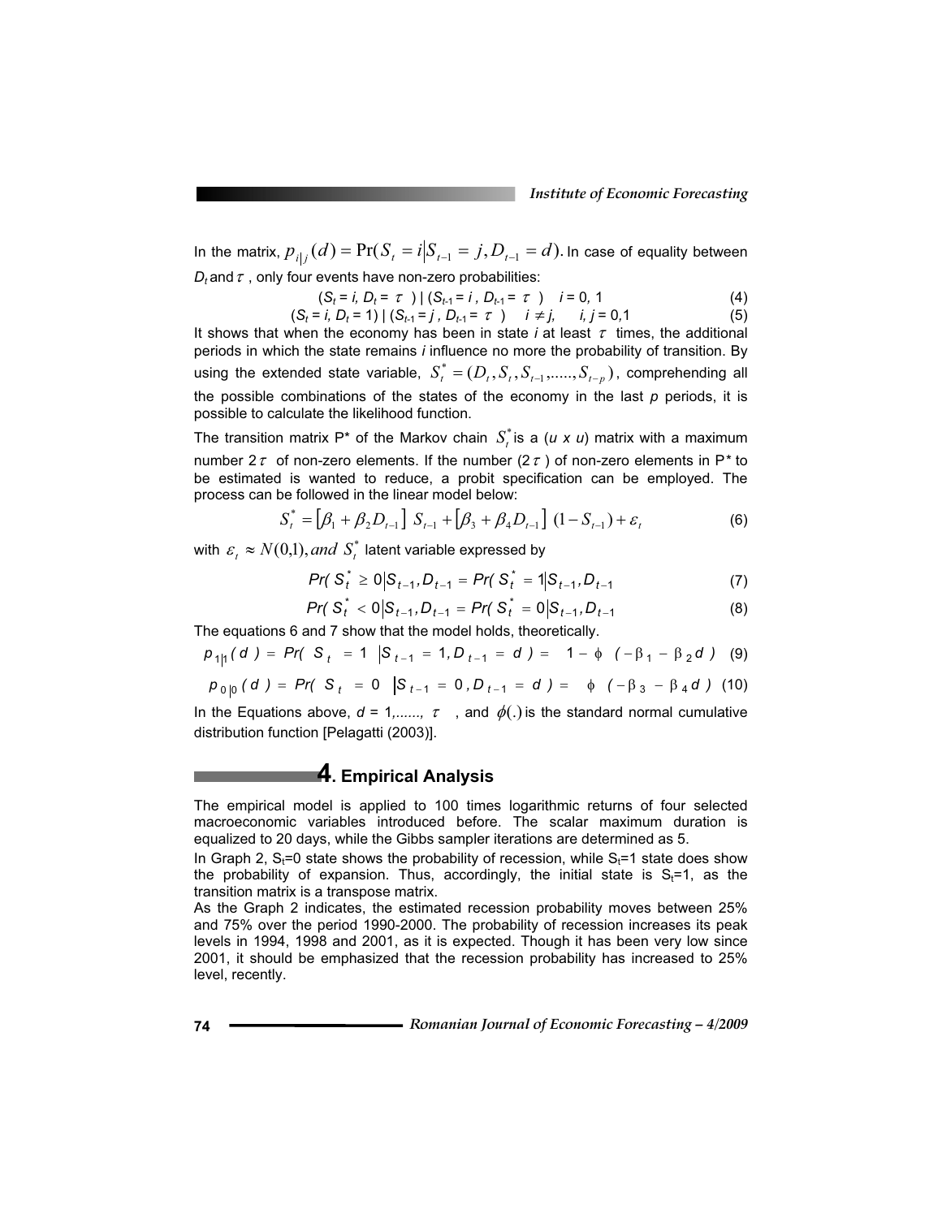In the matrix, $p_{i|j}(d) = \Pr(S_t = i | S_{t-1} = j, D_{t-1} = d)$. In case of equality between $D_t$ and $\tau$, only four events have non-zero probabilities:

$$(S_t = i, D_t = \tau) \mid (S_{t-1} = i, D_{t-1} = \tau) \quad i = 0, 1 \tag{4}$$

$$(S_t = i, D_t = 1) \mid (S_{t-1} = j, D_{t-1} = \tau) \quad i \neq j, \quad i, j = 0,1 \tag{5}$$

It shows that when the economy has been in state *i* at least $\tau$ times, the additional periods in which the state remains *i* influence no more the probability of transition. By using the extended state variable, $S_t^* = (D_t, S_t, S_{t-1}, \ldots, S_{t-p})$, comprehending all the possible combinations of the states of the economy in the last *p* periods, it is possible to calculate the likelihood function.

The transition matrix P* of the Markov chain $S_t^*$ is a (*u x u*) matrix with a maximum number $2\tau$ of non-zero elements. If the number ($2\tau$) of non-zero elements in P* to be estimated is wanted to reduce, a probit specification can be employed. The process can be followed in the linear model below:

$$S_t^* = [\beta_1 + \beta_2 D_{t-1}]\ S_{t-1} + [\beta_3 + \beta_4 D_{t-1}]\ (1 - S_{t-1}) + \varepsilon_t \tag{6}$$

with $\varepsilon_t \approx N(0,1), and\ S_t^*$ latent variable expressed by

$$Pr(S_t^* \geq 0 | S_{t-1}, D_{t-1} = Pr(S_t^* = 1 | S_{t-1}, D_{t-1} \tag{7}$$

$$Pr(S_t^* < 0 | S_{t-1}, D_{t-1} = Pr(S_t^* = 0 | S_{t-1}, D_{t-1} \tag{8}$$

The equations 6 and 7 show that the model holds, theoretically.

$$p_{1|1}(d) = Pr(S_t = 1 \ | S_{t-1} = 1, D_{t-1} = d) = 1 - \phi\ (-\beta_1 - \beta_2 d) \tag{9}$$

$$p_{0|0}(d) = Pr(S_t = 0 \ | S_{t-1} = 0, D_{t-1} = d) = \phi\ (-\beta_3 - \beta_4 d) \tag{10}$$

In the Equations above, $d = 1, \ldots, \tau$, and $\phi(.)$ is the standard normal cumulative distribution function [Pelagatti (2003)].

## 4. Empirical Analysis

The empirical model is applied to 100 times logarithmic returns of four selected macroeconomic variables introduced before. The scalar maximum duration is equalized to 20 days, while the Gibbs sampler iterations are determined as 5.

In Graph 2, $S_t$=0 state shows the probability of recession, while $S_t$=1 state does show the probability of expansion. Thus, accordingly, the initial state is $S_t$=1, as the transition matrix is a transpose matrix.

As the Graph 2 indicates, the estimated recession probability moves between 25% and 75% over the period 1990-2000. The probability of recession increases its peak levels in 1994, 1998 and 2001, as it is expected. Though it has been very low since 2001, it should be emphasized that the recession probability has increased to 25% level, recently.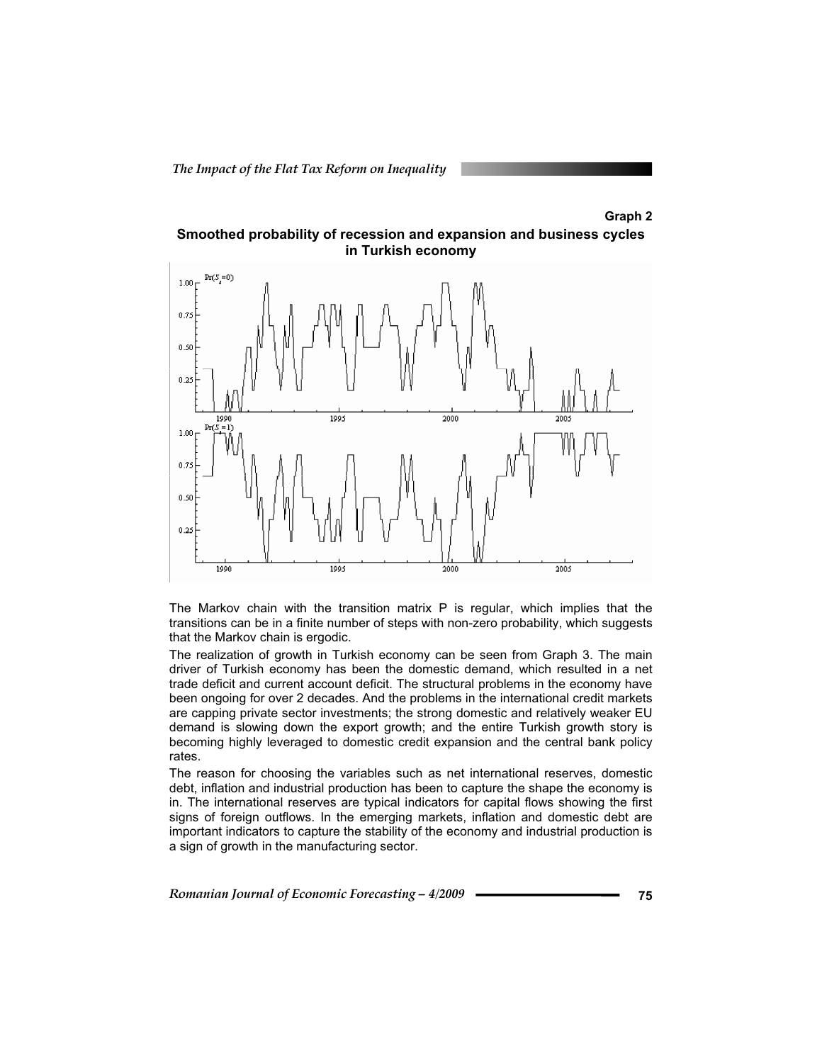**Graph 2**

**Smoothed probability of recession and expansion and business cycles in Turkish economy**

The Markov chain with the transition matrix P is regular, which implies that the transitions can be in a finite number of steps with non-zero probability, which suggests that the Markov chain is ergodic.

The realization of growth in Turkish economy can be seen from Graph 3. The main driver of Turkish economy has been the domestic demand, which resulted in a net trade deficit and current account deficit. The structural problems in the economy have been ongoing for over 2 decades. And the problems in the international credit markets are capping private sector investments; the strong domestic and relatively weaker EU demand is slowing down the export growth; and the entire Turkish growth story is becoming highly leveraged to domestic credit expansion and the central bank policy rates.

The reason for choosing the variables such as net international reserves, domestic debt, inflation and industrial production has been to capture the shape the economy is in. The international reserves are typical indicators for capital flows showing the first signs of foreign outflows. In the emerging markets, inflation and domestic debt are important indicators to capture the stability of the economy and industrial production is a sign of growth in the manufacturing sector.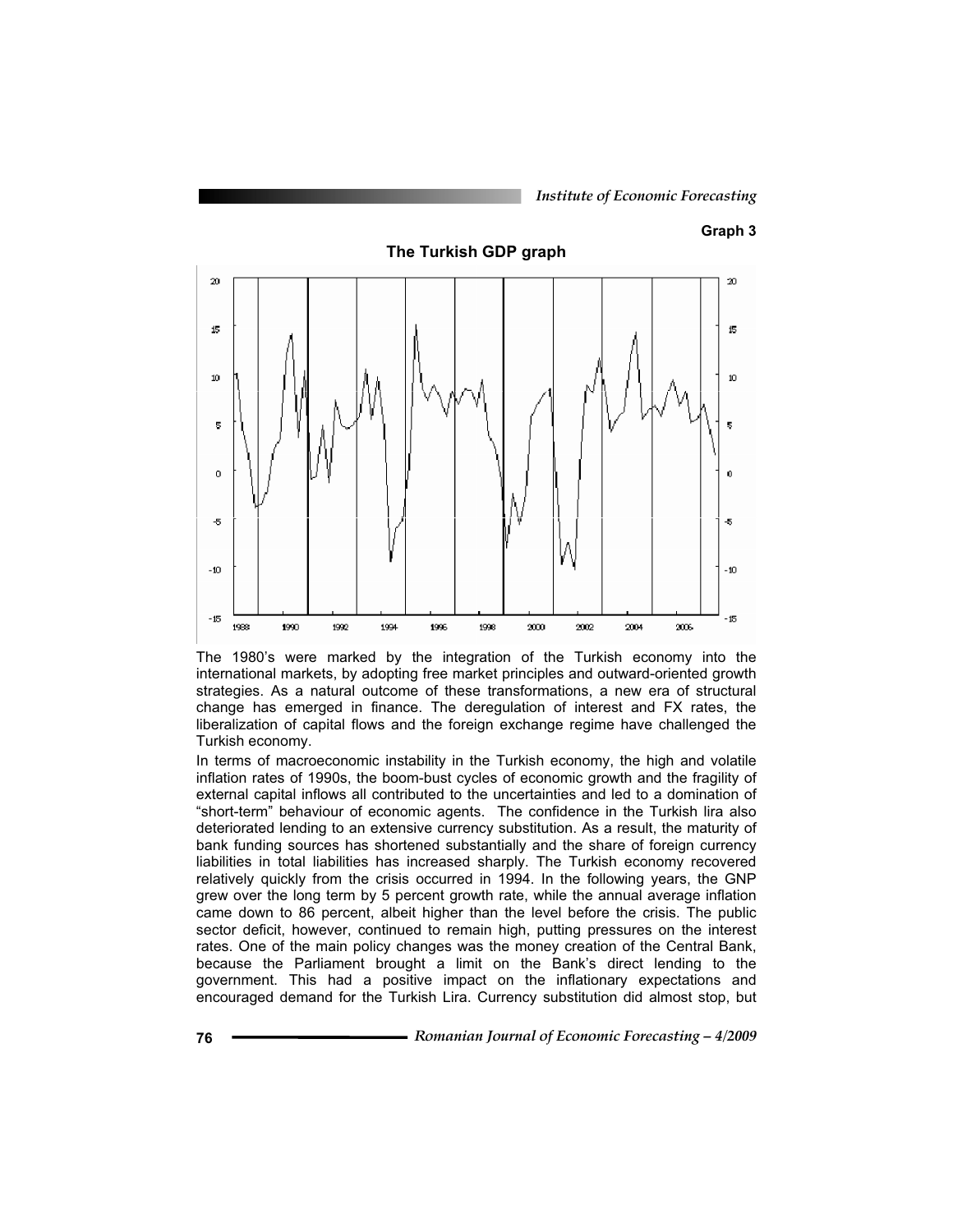**Graph 3**

**The Turkish GDP graph**

The 1980's were marked by the integration of the Turkish economy into the international markets, by adopting free market principles and outward-oriented growth strategies. As a natural outcome of these transformations, a new era of structural change has emerged in finance. The deregulation of interest and FX rates, the liberalization of capital flows and the foreign exchange regime have challenged the Turkish economy.

In terms of macroeconomic instability in the Turkish economy, the high and volatile inflation rates of 1990s, the boom-bust cycles of economic growth and the fragility of external capital inflows all contributed to the uncertainties and led to a domination of "short-term" behaviour of economic agents. The confidence in the Turkish lira also deteriorated lending to an extensive currency substitution. As a result, the maturity of bank funding sources has shortened substantially and the share of foreign currency liabilities in total liabilities has increased sharply. The Turkish economy recovered relatively quickly from the crisis occurred in 1994. In the following years, the GNP grew over the long term by 5 percent growth rate, while the annual average inflation came down to 86 percent, albeit higher than the level before the crisis. The public sector deficit, however, continued to remain high, putting pressures on the interest rates. One of the main policy changes was the money creation of the Central Bank, because the Parliament brought a limit on the Bank's direct lending to the government. This had a positive impact on the inflationary expectations and encouraged demand for the Turkish Lira. Currency substitution did almost stop, but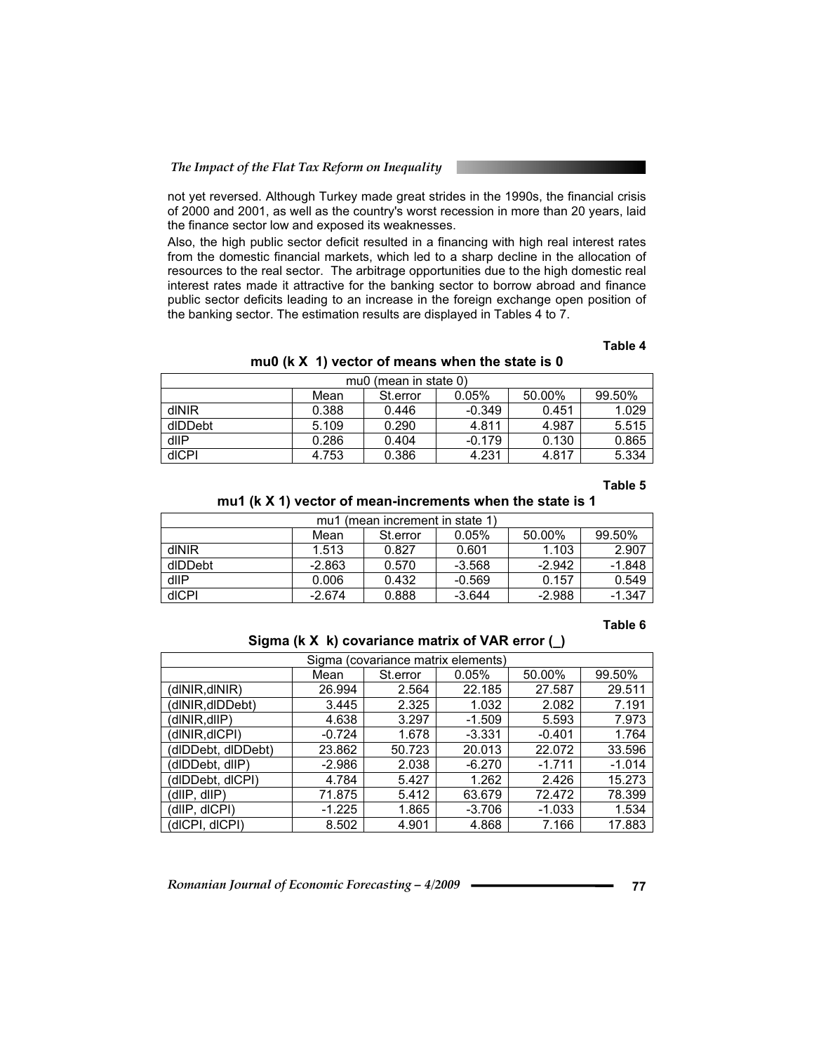not yet reversed. Although Turkey made great strides in the 1990s, the financial crisis of 2000 and 2001, as well as the country's worst recession in more than 20 years, laid the finance sector low and exposed its weaknesses.

Also, the high public sector deficit resulted in a financing with high real interest rates from the domestic financial markets, which led to a sharp decline in the allocation of resources to the real sector. The arbitrage opportunities due to the high domestic real interest rates made it attractive for the banking sector to borrow abroad and finance public sector deficits leading to an increase in the foreign exchange open position of the banking sector. The estimation results are displayed in Tables 4 to 7.

**Table 4**

**mu0 (k X 1) vector of means when the state is 0**

| mu0 (mean in state 0) | | | | | |
|---|---|---|---|---|---|
| | Mean | St.error | 0.05% | 50.00% | 99.50% |
| dINIR | 0.388 | 0.446 | -0.349 | 0.451 | 1.029 |
| dIDDebt | 5.109 | 0.290 | 4.811 | 4.987 | 5.515 |
| dIIP | 0.286 | 0.404 | -0.179 | 0.130 | 0.865 |
| dICPI | 4.753 | 0.386 | 4.231 | 4.817 | 5.334 |

**Table 5**

**mu1 (k X 1) vector of mean-increments when the state is 1**

| mu1 (mean increment in state 1) | | | | | |
|---|---|---|---|---|---|
| | Mean | St.error | 0.05% | 50.00% | 99.50% |
| dINIR | 1.513 | 0.827 | 0.601 | 1.103 | 2.907 |
| dIDDebt | -2.863 | 0.570 | -3.568 | -2.942 | -1.848 |
| dIIP | 0.006 | 0.432 | -0.569 | 0.157 | 0.549 |
| dICPI | -2.674 | 0.888 | -3.644 | -2.988 | -1.347 |

**Table 6**

**Sigma (k X k) covariance matrix of VAR error (_)**

| Sigma (covariance matrix elements) | | | | | |
|---|---|---|---|---|---|
| | Mean | St.error | 0.05% | 50.00% | 99.50% |
| (dINIR,dINIR) | 26.994 | 2.564 | 22.185 | 27.587 | 29.511 |
| (dINIR,dIDDebt) | 3.445 | 2.325 | 1.032 | 2.082 | 7.191 |
| (dINIR,dIIP) | 4.638 | 3.297 | -1.509 | 5.593 | 7.973 |
| (dINIR,dICPI) | -0.724 | 1.678 | -3.331 | -0.401 | 1.764 |
| (dIDDebt, dIDDebt) | 23.862 | 50.723 | 20.013 | 22.072 | 33.596 |
| (dIDDebt, dIIP) | -2.986 | 2.038 | -6.270 | -1.711 | -1.014 |
| (dIDDebt, dICPI) | 4.784 | 5.427 | 1.262 | 2.426 | 15.273 |
| (dIIP, dIIP) | 71.875 | 5.412 | 63.679 | 72.472 | 78.399 |
| (dIIP, dICPI) | -1.225 | 1.865 | -3.706 | -1.033 | 1.534 |
| (dICPI, dICPI) | 8.502 | 4.901 | 4.868 | 7.166 | 17.883 |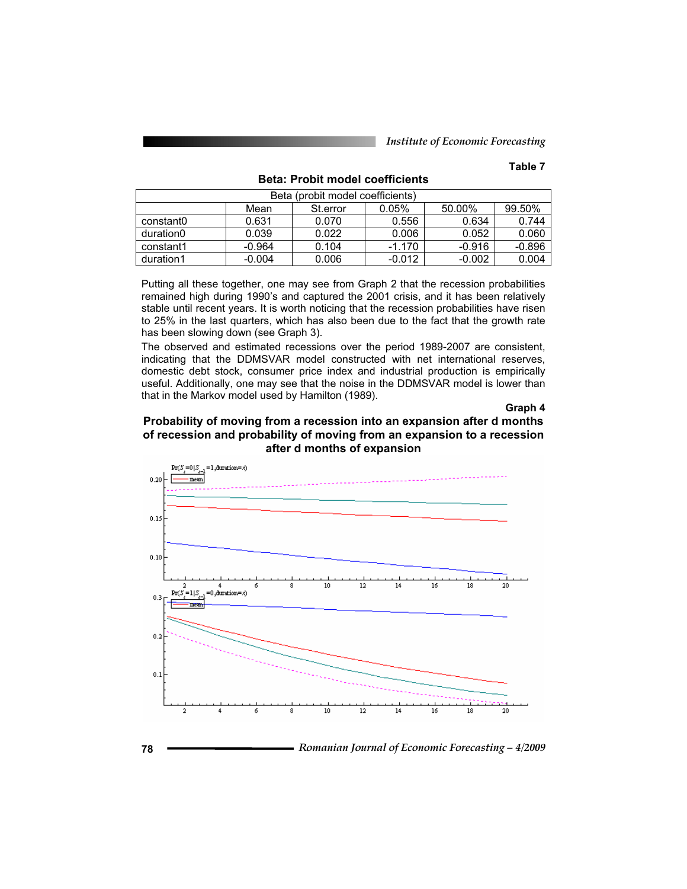Table 7

**Beta: Probit model coefficients**

| Beta (probit model coefficients) | | | | | |
|---|---|---|---|---|---|
| | Mean | St.error | 0.05% | 50.00% | 99.50% |
| constant0 | 0.631 | 0.070 | 0.556 | 0.634 | 0.744 |
| duration0 | 0.039 | 0.022 | 0.006 | 0.052 | 0.060 |
| constant1 | -0.964 | 0.104 | -1.170 | -0.916 | -0.896 |
| duration1 | -0.004 | 0.006 | -0.012 | -0.002 | 0.004 |

Putting all these together, one may see from Graph 2 that the recession probabilities remained high during 1990's and captured the 2001 crisis, and it has been relatively stable until recent years. It is worth noticing that the recession probabilities have risen to 25% in the last quarters, which has also been due to the fact that the growth rate has been slowing down (see Graph 3).

The observed and estimated recessions over the period 1989-2007 are consistent, indicating that the DDMSVAR model constructed with net international reserves, domestic debt stock, consumer price index and industrial production is empirically useful. Additionally, one may see that the noise in the DDMSVAR model is lower than that in the Markov model used by Hamilton (1989).

Graph 4

**Probability of moving from a recession into an expansion after d months of recession and probability of moving from an expansion to a recession after d months of expansion**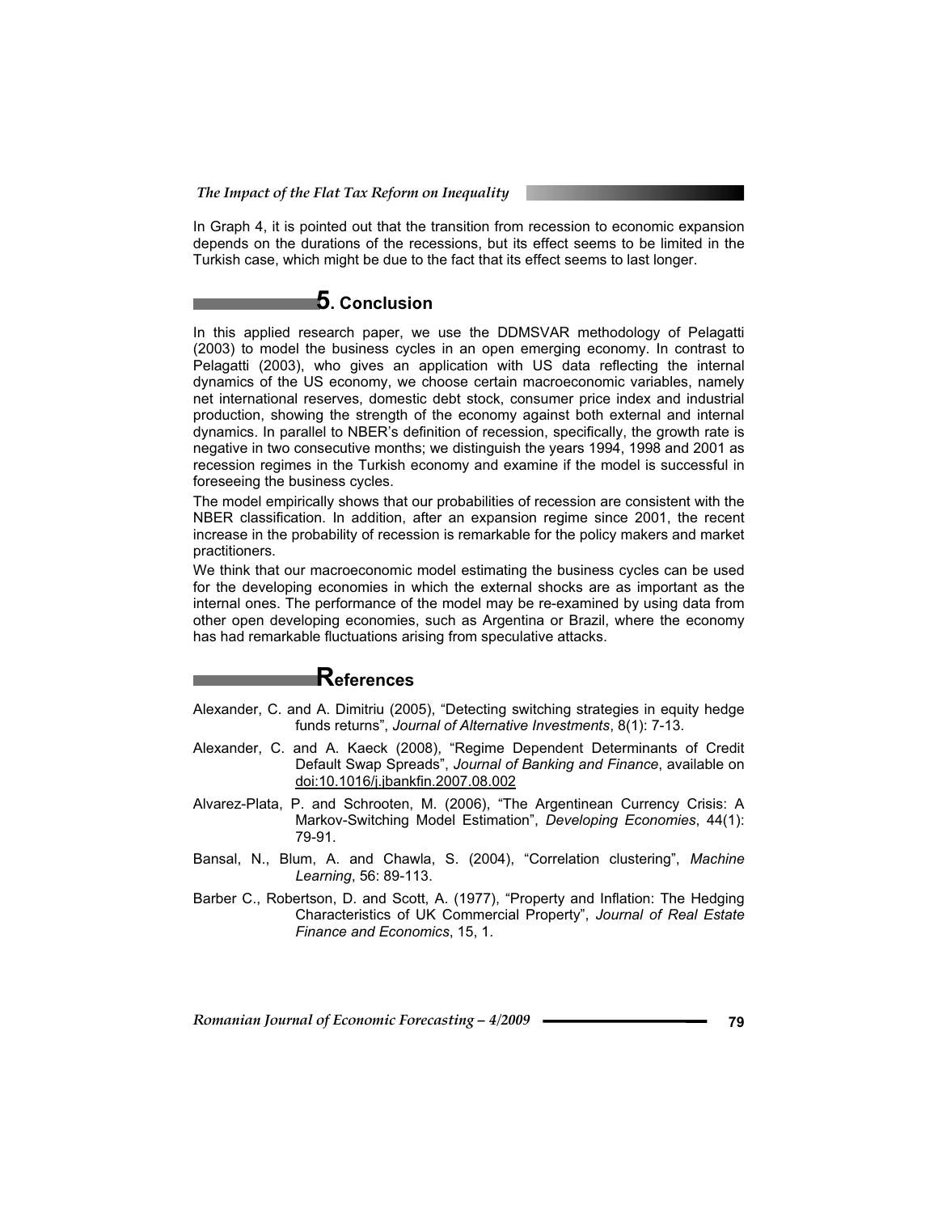In Graph 4, it is pointed out that the transition from recession to economic expansion depends on the durations of the recessions, but its effect seems to be limited in the Turkish case, which might be due to the fact that its effect seems to last longer.

## 5. Conclusion

In this applied research paper, we use the DDMSVAR methodology of Pelagatti (2003) to model the business cycles in an open emerging economy. In contrast to Pelagatti (2003), who gives an application with US data reflecting the internal dynamics of the US economy, we choose certain macroeconomic variables, namely net international reserves, domestic debt stock, consumer price index and industrial production, showing the strength of the economy against both external and internal dynamics. In parallel to NBER's definition of recession, specifically, the growth rate is negative in two consecutive months; we distinguish the years 1994, 1998 and 2001 as recession regimes in the Turkish economy and examine if the model is successful in foreseeing the business cycles.

The model empirically shows that our probabilities of recession are consistent with the NBER classification. In addition, after an expansion regime since 2001, the recent increase in the probability of recession is remarkable for the policy makers and market practitioners.

We think that our macroeconomic model estimating the business cycles can be used for the developing economies in which the external shocks are as important as the internal ones. The performance of the model may be re-examined by using data from other open developing economies, such as Argentina or Brazil, where the economy has had remarkable fluctuations arising from speculative attacks.

## References

Alexander, C. and A. Dimitriu (2005), "Detecting switching strategies in equity hedge funds returns", *Journal of Alternative Investments*, 8(1): 7-13.

Alexander, C. and A. Kaeck (2008), "Regime Dependent Determinants of Credit Default Swap Spreads", *Journal of Banking and Finance*, available on doi:10.1016/j.jbankfin.2007.08.002

Alvarez-Plata, P. and Schrooten, M. (2006), "The Argentinean Currency Crisis: A Markov-Switching Model Estimation", *Developing Economies*, 44(1): 79-91.

Bansal, N., Blum, A. and Chawla, S. (2004), "Correlation clustering", *Machine Learning*, 56: 89-113.

Barber C., Robertson, D. and Scott, A. (1977), "Property and Inflation: The Hedging Characteristics of UK Commercial Property", *Journal of Real Estate Finance and Economics*, 15, 1.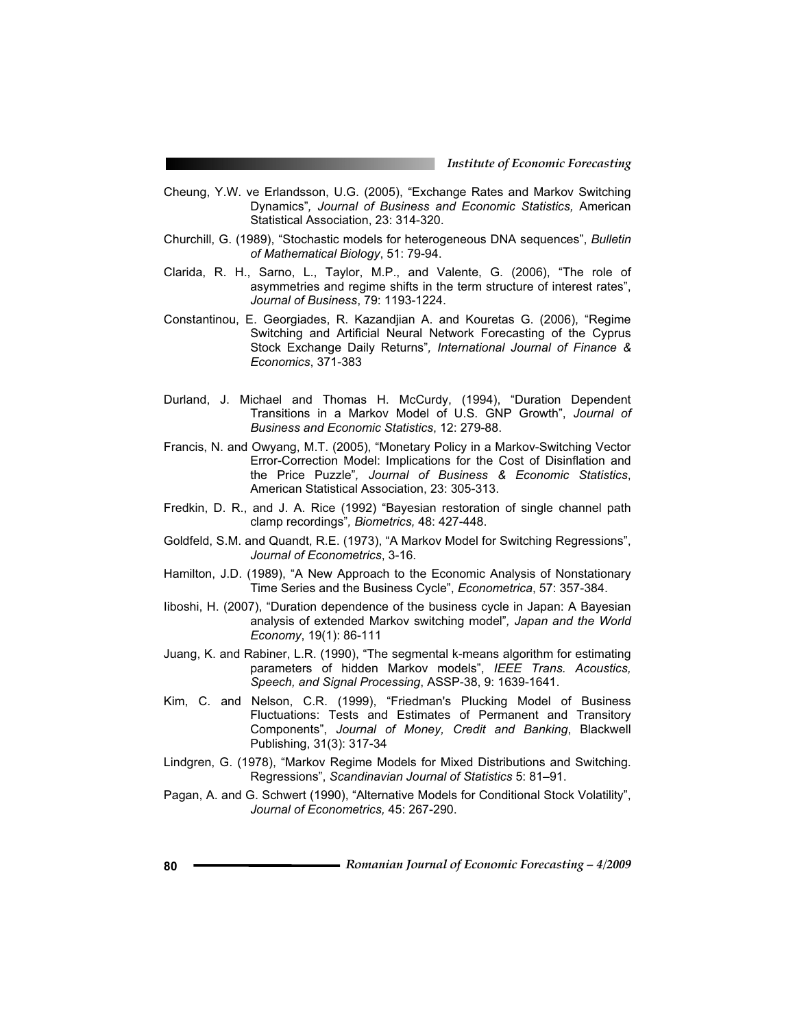Cheung, Y.W. ve Erlandsson, U.G. (2005), "Exchange Rates and Markov Switching Dynamics", *Journal of Business and Economic Statistics,* American Statistical Association, 23: 314-320.

Churchill, G. (1989), "Stochastic models for heterogeneous DNA sequences", *Bulletin of Mathematical Biology*, 51: 79-94.

Clarida, R. H., Sarno, L., Taylor, M.P., and Valente, G. (2006), "The role of asymmetries and regime shifts in the term structure of interest rates", *Journal of Business*, 79: 1193-1224.

Constantinou, E. Georgiades, R. Kazandjian A. and Kouretas G. (2006), "Regime Switching and Artificial Neural Network Forecasting of the Cyprus Stock Exchange Daily Returns", *International Journal of Finance & Economics*, 371-383

Durland, J. Michael and Thomas H. McCurdy, (1994), "Duration Dependent Transitions in a Markov Model of U.S. GNP Growth", *Journal of Business and Economic Statistics*, 12: 279-88.

Francis, N. and Owyang, M.T. (2005), "Monetary Policy in a Markov-Switching Vector Error-Correction Model: Implications for the Cost of Disinflation and the Price Puzzle", *Journal of Business & Economic Statistics*, American Statistical Association, 23: 305-313.

Fredkin, D. R., and J. A. Rice (1992) "Bayesian restoration of single channel path clamp recordings", *Biometrics,* 48: 427-448.

Goldfeld, S.M. and Quandt, R.E. (1973), "A Markov Model for Switching Regressions", *Journal of Econometrics*, 3-16.

Hamilton, J.D. (1989), "A New Approach to the Economic Analysis of Nonstationary Time Series and the Business Cycle", *Econometrica*, 57: 357-384.

Iiboshi, H. (2007), "Duration dependence of the business cycle in Japan: A Bayesian analysis of extended Markov switching model", *Japan and the World Economy*, 19(1): 86-111

Juang, K. and Rabiner, L.R. (1990), "The segmental k-means algorithm for estimating parameters of hidden Markov models", *IEEE Trans. Acoustics, Speech, and Signal Processing*, ASSP-38, 9: 1639-1641.

Kim, C. and Nelson, C.R. (1999), "Friedman's Plucking Model of Business Fluctuations: Tests and Estimates of Permanent and Transitory Components", *Journal of Money, Credit and Banking*, Blackwell Publishing, 31(3): 317-34

Lindgren, G. (1978), "Markov Regime Models for Mixed Distributions and Switching. Regressions", *Scandinavian Journal of Statistics* 5: 81–91.

Pagan, A. and G. Schwert (1990), "Alternative Models for Conditional Stock Volatility", *Journal of Econometrics,* 45: 267-290.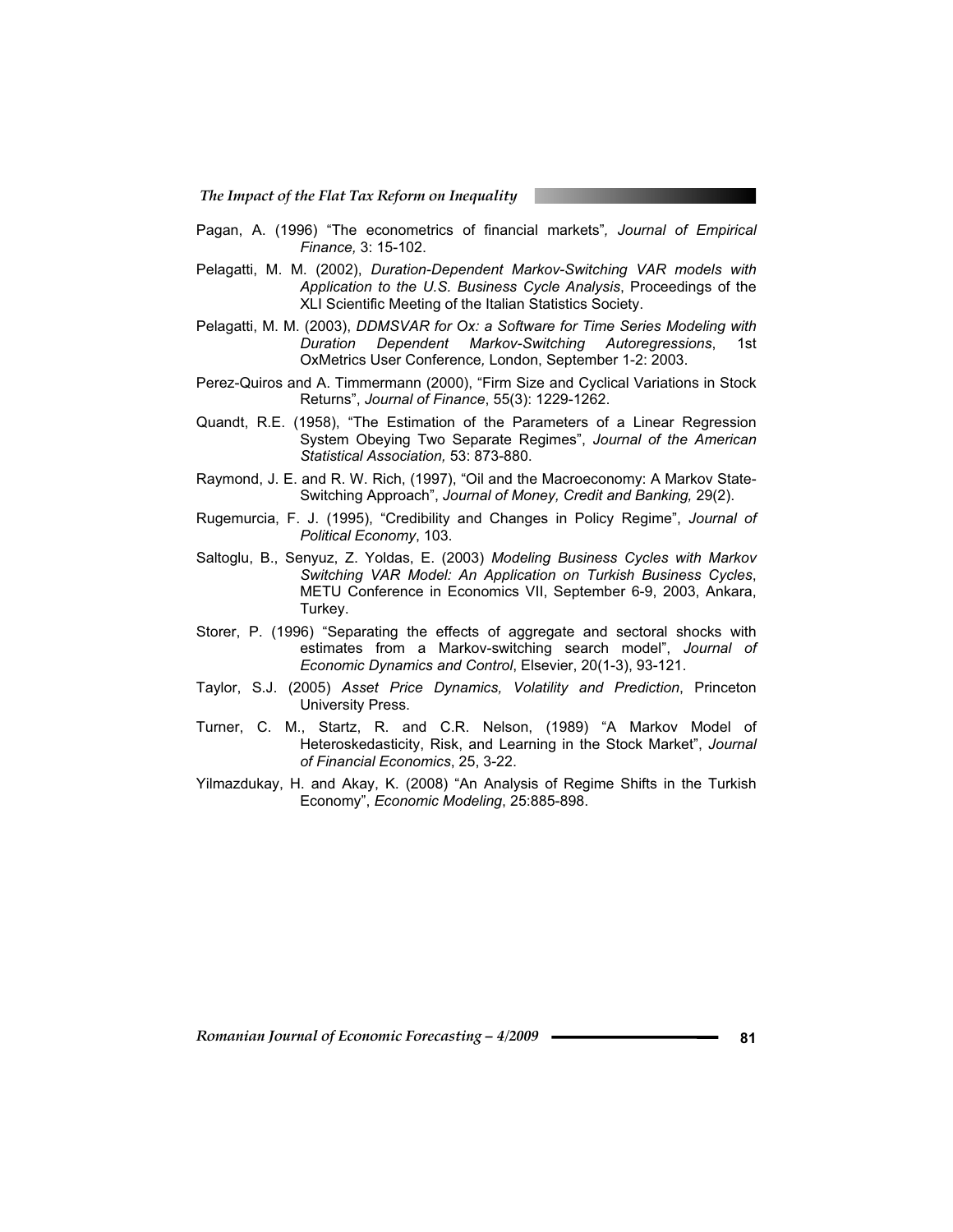Pagan, A. (1996) "The econometrics of financial markets", *Journal of Empirical Finance,* 3: 15-102.

Pelagatti, M. M. (2002), *Duration-Dependent Markov-Switching VAR models with Application to the U.S. Business Cycle Analysis*, Proceedings of the XLI Scientific Meeting of the Italian Statistics Society.

Pelagatti, M. M. (2003), *DDMSVAR for Ox: a Software for Time Series Modeling with Duration Dependent Markov-Switching Autoregressions*, 1st OxMetrics User Conference*,* London, September 1-2: 2003.

Perez-Quiros and A. Timmermann (2000), "Firm Size and Cyclical Variations in Stock Returns", *Journal of Finance*, 55(3): 1229-1262.

Quandt, R.E. (1958), "The Estimation of the Parameters of a Linear Regression System Obeying Two Separate Regimes", *Journal of the American Statistical Association,* 53: 873-880.

Raymond, J. E. and R. W. Rich, (1997), "Oil and the Macroeconomy: A Markov State-Switching Approach", *Journal of Money, Credit and Banking,* 29(2).

Rugemurcia, F. J. (1995), "Credibility and Changes in Policy Regime", *Journal of Political Economy*, 103.

Saltoglu, B., Senyuz, Z. Yoldas, E. (2003) *Modeling Business Cycles with Markov Switching VAR Model: An Application on Turkish Business Cycles*, METU Conference in Economics VII, September 6-9, 2003, Ankara, Turkey.

Storer, P. (1996) "Separating the effects of aggregate and sectoral shocks with estimates from a Markov-switching search model", *Journal of Economic Dynamics and Control*, Elsevier, 20(1-3), 93-121.

Taylor, S.J. (2005) *Asset Price Dynamics, Volatility and Prediction*, Princeton University Press.

Turner, C. M., Startz, R. and C.R. Nelson, (1989) "A Markov Model of Heteroskedasticity, Risk, and Learning in the Stock Market", *Journal of Financial Economics*, 25, 3-22.

Yilmazdukay, H. and Akay, K. (2008) "An Analysis of Regime Shifts in the Turkish Economy", *Economic Modeling*, 25:885-898.